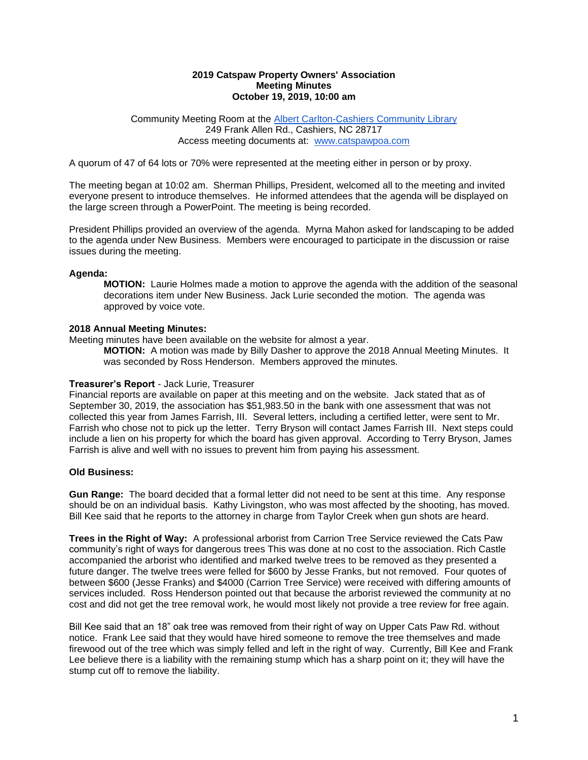**2019 Catspaw Property Owners' Association**
**Meeting Minutes**
**October 19, 2019, 10:00 am**

Community Meeting Room at the [Albert Carlton-Cashiers Community Library](#)
249 Frank Allen Rd., Cashiers, NC 28717
Access meeting documents at: [www.catspawpoa.com](http://www.catspawpoa.com)

A quorum of 47 of 64 lots or 70% were represented at the meeting either in person or by proxy.

The meeting began at 10:02 am. Sherman Phillips, President, welcomed all to the meeting and invited everyone present to introduce themselves. He informed attendees that the agenda will be displayed on the large screen through a PowerPoint. The meeting is being recorded.

President Phillips provided an overview of the agenda. Myrna Mahon asked for landscaping to be added to the agenda under New Business. Members were encouraged to participate in the discussion or raise issues during the meeting.

**Agenda:**

> **MOTION:** Laurie Holmes made a motion to approve the agenda with the addition of the seasonal decorations item under New Business. Jack Lurie seconded the motion. The agenda was approved by voice vote.

**2018 Annual Meeting Minutes:**

Meeting minutes have been available on the website for almost a year.

> **MOTION:** A motion was made by Billy Dasher to approve the 2018 Annual Meeting Minutes. It was seconded by Ross Henderson. Members approved the minutes.

**Treasurer's Report** - Jack Lurie, Treasurer

Financial reports are available on paper at this meeting and on the website. Jack stated that as of September 30, 2019, the association has $51,983.50 in the bank with one assessment that was not collected this year from James Farrish, III. Several letters, including a certified letter, were sent to Mr. Farrish who chose not to pick up the letter. Terry Bryson will contact James Farrish III. Next steps could include a lien on his property for which the board has given approval. According to Terry Bryson, James Farrish is alive and well with no issues to prevent him from paying his assessment.

**Old Business:**

**Gun Range:** The board decided that a formal letter did not need to be sent at this time. Any response should be on an individual basis. Kathy Livingston, who was most affected by the shooting, has moved. Bill Kee said that he reports to the attorney in charge from Taylor Creek when gun shots are heard.

**Trees in the Right of Way:** A professional arborist from Carrion Tree Service reviewed the Cats Paw community's right of ways for dangerous trees This was done at no cost to the association. Rich Castle accompanied the arborist who identified and marked twelve trees to be removed as they presented a future danger. The twelve trees were felled for $600 by Jesse Franks, but not removed. Four quotes of between $600 (Jesse Franks) and $4000 (Carrion Tree Service) were received with differing amounts of services included. Ross Henderson pointed out that because the arborist reviewed the community at no cost and did not get the tree removal work, he would most likely not provide a tree review for free again.

Bill Kee said that an 18" oak tree was removed from their right of way on Upper Cats Paw Rd. without notice. Frank Lee said that they would have hired someone to remove the tree themselves and made firewood out of the tree which was simply felled and left in the right of way. Currently, Bill Kee and Frank Lee believe there is a liability with the remaining stump which has a sharp point on it; they will have the stump cut off to remove the liability.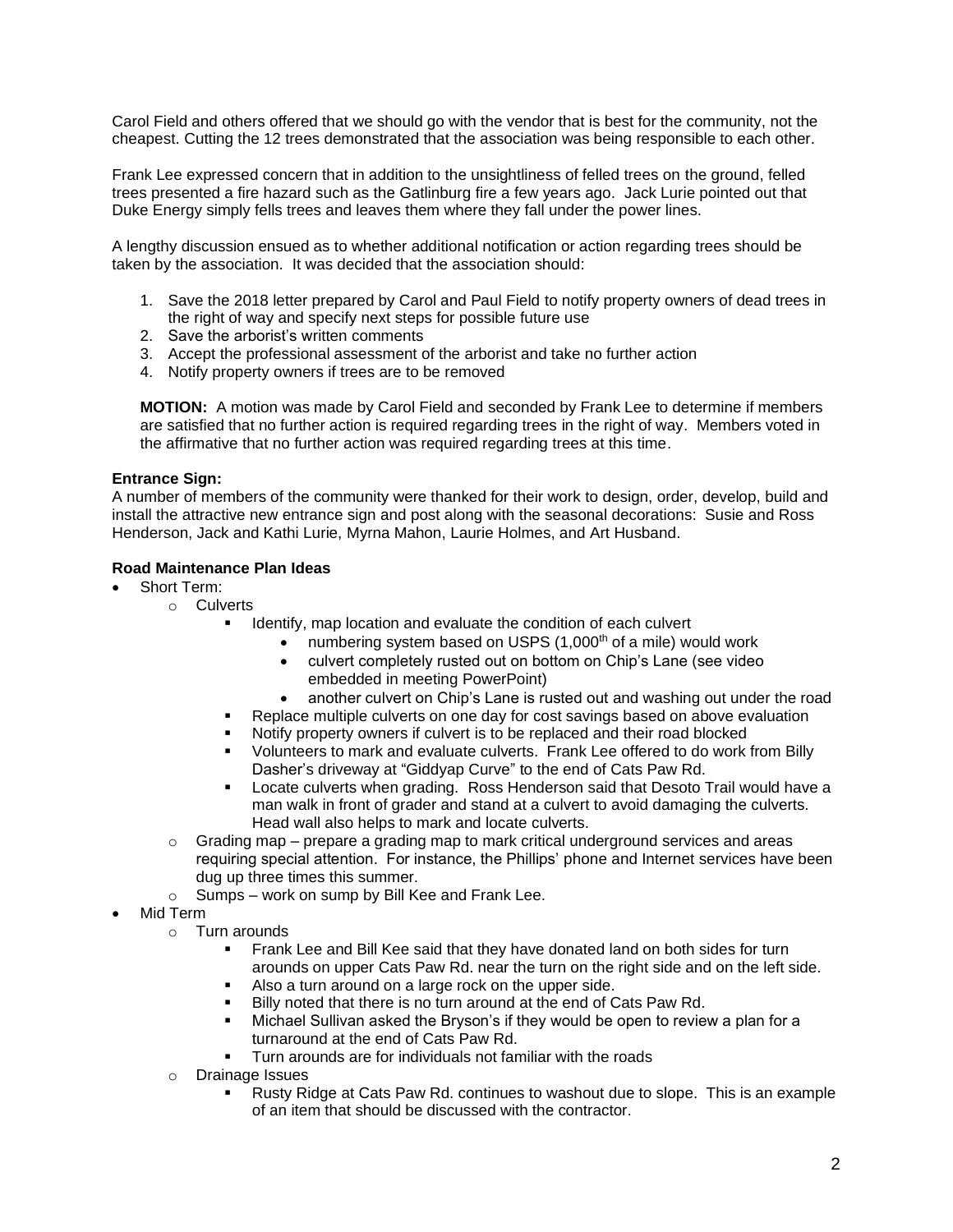Carol Field and others offered that we should go with the vendor that is best for the community, not the cheapest. Cutting the 12 trees demonstrated that the association was being responsible to each other.

Frank Lee expressed concern that in addition to the unsightliness of felled trees on the ground, felled trees presented a fire hazard such as the Gatlinburg fire a few years ago. Jack Lurie pointed out that Duke Energy simply fells trees and leaves them where they fall under the power lines.

A lengthy discussion ensued as to whether additional notification or action regarding trees should be taken by the association. It was decided that the association should:

1. Save the 2018 letter prepared by Carol and Paul Field to notify property owners of dead trees in the right of way and specify next steps for possible future use
2. Save the arborist's written comments
3. Accept the professional assessment of the arborist and take no further action
4. Notify property owners if trees are to be removed

**MOTION:** A motion was made by Carol Field and seconded by Frank Lee to determine if members are satisfied that no further action is required regarding trees in the right of way. Members voted in the affirmative that no further action was required regarding trees at this time.

**Entrance Sign:**
A number of members of the community were thanked for their work to design, order, develop, build and install the attractive new entrance sign and post along with the seasonal decorations: Susie and Ross Henderson, Jack and Kathi Lurie, Myrna Mahon, Laurie Holmes, and Art Husband.

**Road Maintenance Plan Ideas**

- Short Term:
  - Culverts
    - Identify, map location and evaluate the condition of each culvert
      - numbering system based on USPS (1,000th of a mile) would work
      - culvert completely rusted out on bottom on Chip's Lane (see video embedded in meeting PowerPoint)
      - another culvert on Chip's Lane is rusted out and washing out under the road
    - Replace multiple culverts on one day for cost savings based on above evaluation
    - Notify property owners if culvert is to be replaced and their road blocked
    - Volunteers to mark and evaluate culverts. Frank Lee offered to do work from Billy Dasher's driveway at "Giddyap Curve" to the end of Cats Paw Rd.
    - Locate culverts when grading. Ross Henderson said that Desoto Trail would have a man walk in front of grader and stand at a culvert to avoid damaging the culverts. Head wall also helps to mark and locate culverts.
  - Grading map – prepare a grading map to mark critical underground services and areas requiring special attention. For instance, the Phillips' phone and Internet services have been dug up three times this summer.
  - Sumps – work on sump by Bill Kee and Frank Lee.
- Mid Term
  - Turn arounds
    - Frank Lee and Bill Kee said that they have donated land on both sides for turn arounds on upper Cats Paw Rd. near the turn on the right side and on the left side.
    - Also a turn around on a large rock on the upper side.
    - Billy noted that there is no turn around at the end of Cats Paw Rd.
    - Michael Sullivan asked the Bryson's if they would be open to review a plan for a turnaround at the end of Cats Paw Rd.
    - Turn arounds are for individuals not familiar with the roads
  - Drainage Issues
    - Rusty Ridge at Cats Paw Rd. continues to washout due to slope. This is an example of an item that should be discussed with the contractor.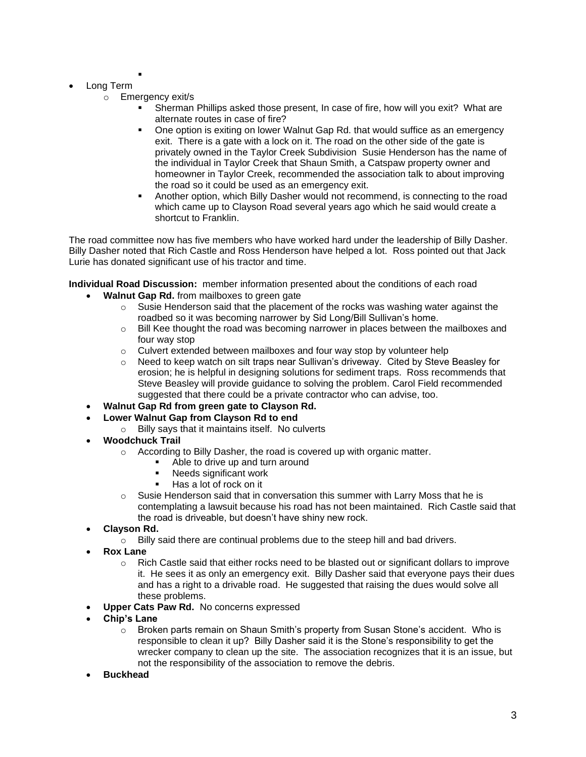- Long Term
  - Emergency exit/s
    - Sherman Phillips asked those present, In case of fire, how will you exit? What are alternate routes in case of fire?
    - One option is exiting on lower Walnut Gap Rd. that would suffice as an emergency exit. There is a gate with a lock on it. The road on the other side of the gate is privately owned in the Taylor Creek Subdivision Susie Henderson has the name of the individual in Taylor Creek that Shaun Smith, a Catspaw property owner and homeowner in Taylor Creek, recommended the association talk to about improving the road so it could be used as an emergency exit.
    - Another option, which Billy Dasher would not recommend, is connecting to the road which came up to Clayson Road several years ago which he said would create a shortcut to Franklin.

The road committee now has five members who have worked hard under the leadership of Billy Dasher. Billy Dasher noted that Rich Castle and Ross Henderson have helped a lot. Ross pointed out that Jack Lurie has donated significant use of his tractor and time.

**Individual Road Discussion:** member information presented about the conditions of each road

- **Walnut Gap Rd.** from mailboxes to green gate
  - Susie Henderson said that the placement of the rocks was washing water against the roadbed so it was becoming narrower by Sid Long/Bill Sullivan's home.
  - Bill Kee thought the road was becoming narrower in places between the mailboxes and four way stop
  - Culvert extended between mailboxes and four way stop by volunteer help
  - Need to keep watch on silt traps near Sullivan's driveway. Cited by Steve Beasley for erosion; he is helpful in designing solutions for sediment traps. Ross recommends that Steve Beasley will provide guidance to solving the problem. Carol Field recommended suggested that there could be a private contractor who can advise, too.
- **Walnut Gap Rd from green gate to Clayson Rd.**
- **Lower Walnut Gap from Clayson Rd to end**
  - Billy says that it maintains itself. No culverts
- **Woodchuck Trail**
  - According to Billy Dasher, the road is covered up with organic matter.
    - Able to drive up and turn around
    - Needs significant work
    - Has a lot of rock on it
  - Susie Henderson said that in conversation this summer with Larry Moss that he is contemplating a lawsuit because his road has not been maintained. Rich Castle said that the road is driveable, but doesn't have shiny new rock.
- **Clayson Rd.**
  - Billy said there are continual problems due to the steep hill and bad drivers.
- **Rox Lane**
  - Rich Castle said that either rocks need to be blasted out or significant dollars to improve it. He sees it as only an emergency exit. Billy Dasher said that everyone pays their dues and has a right to a drivable road. He suggested that raising the dues would solve all these problems.
- **Upper Cats Paw Rd.** No concerns expressed
- **Chip's Lane**
  - Broken parts remain on Shaun Smith's property from Susan Stone's accident. Who is responsible to clean it up? Billy Dasher said it is the Stone's responsibility to get the wrecker company to clean up the site. The association recognizes that it is an issue, but not the responsibility of the association to remove the debris.
- **Buckhead**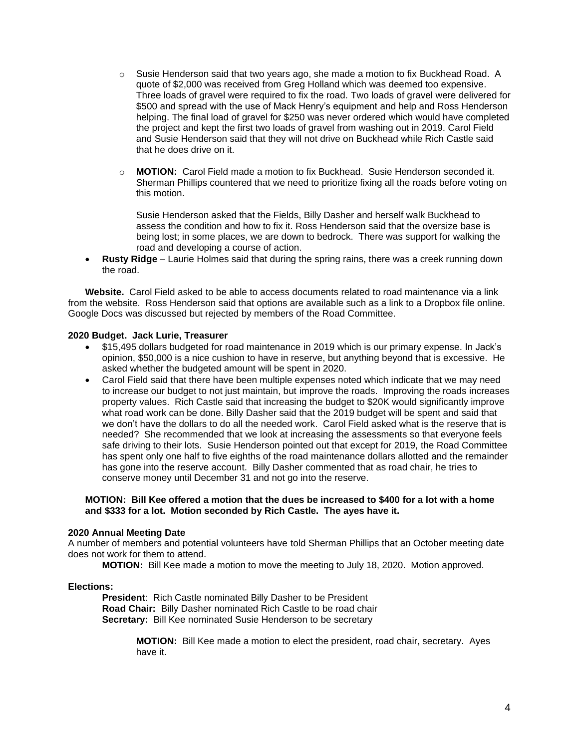- Susie Henderson said that two years ago, she made a motion to fix Buckhead Road. A quote of $2,000 was received from Greg Holland which was deemed too expensive. Three loads of gravel were required to fix the road. Two loads of gravel were delivered for $500 and spread with the use of Mack Henry's equipment and help and Ross Henderson helping. The final load of gravel for $250 was never ordered which would have completed the project and kept the first two loads of gravel from washing out in 2019. Carol Field and Susie Henderson said that they will not drive on Buckhead while Rich Castle said that he does drive on it.
  - **MOTION:** Carol Field made a motion to fix Buckhead. Susie Henderson seconded it. Sherman Phillips countered that we need to prioritize fixing all the roads before voting on this motion.

    Susie Henderson asked that the Fields, Billy Dasher and herself walk Buckhead to assess the condition and how to fix it. Ross Henderson said that the oversize base is being lost; in some places, we are down to bedrock. There was support for walking the road and developing a course of action.
- **Rusty Ridge** – Laurie Holmes said that during the spring rains, there was a creek running down the road.

**Website.** Carol Field asked to be able to access documents related to road maintenance via a link from the website. Ross Henderson said that options are available such as a link to a Dropbox file online. Google Docs was discussed but rejected by members of the Road Committee.

**2020 Budget. Jack Lurie, Treasurer**

- $15,495 dollars budgeted for road maintenance in 2019 which is our primary expense. In Jack's opinion, $50,000 is a nice cushion to have in reserve, but anything beyond that is excessive. He asked whether the budgeted amount will be spent in 2020.
- Carol Field said that there have been multiple expenses noted which indicate that we may need to increase our budget to not just maintain, but improve the roads. Improving the roads increases property values. Rich Castle said that increasing the budget to $20K would significantly improve what road work can be done. Billy Dasher said that the 2019 budget will be spent and said that we don't have the dollars to do all the needed work. Carol Field asked what is the reserve that is needed? She recommended that we look at increasing the assessments so that everyone feels safe driving to their lots. Susie Henderson pointed out that except for 2019, the Road Committee has spent only one half to five eighths of the road maintenance dollars allotted and the remainder has gone into the reserve account. Billy Dasher commented that as road chair, he tries to conserve money until December 31 and not go into the reserve.

**MOTION: Bill Kee offered a motion that the dues be increased to $400 for a lot with a home and $333 for a lot. Motion seconded by Rich Castle. The ayes have it.**

**2020 Annual Meeting Date**

A number of members and potential volunteers have told Sherman Phillips that an October meeting date does not work for them to attend.

**MOTION:** Bill Kee made a motion to move the meeting to July 18, 2020. Motion approved.

**Elections:**

**President**: Rich Castle nominated Billy Dasher to be President
**Road Chair:** Billy Dasher nominated Rich Castle to be road chair
**Secretary:** Bill Kee nominated Susie Henderson to be secretary

**MOTION:** Bill Kee made a motion to elect the president, road chair, secretary. Ayes have it.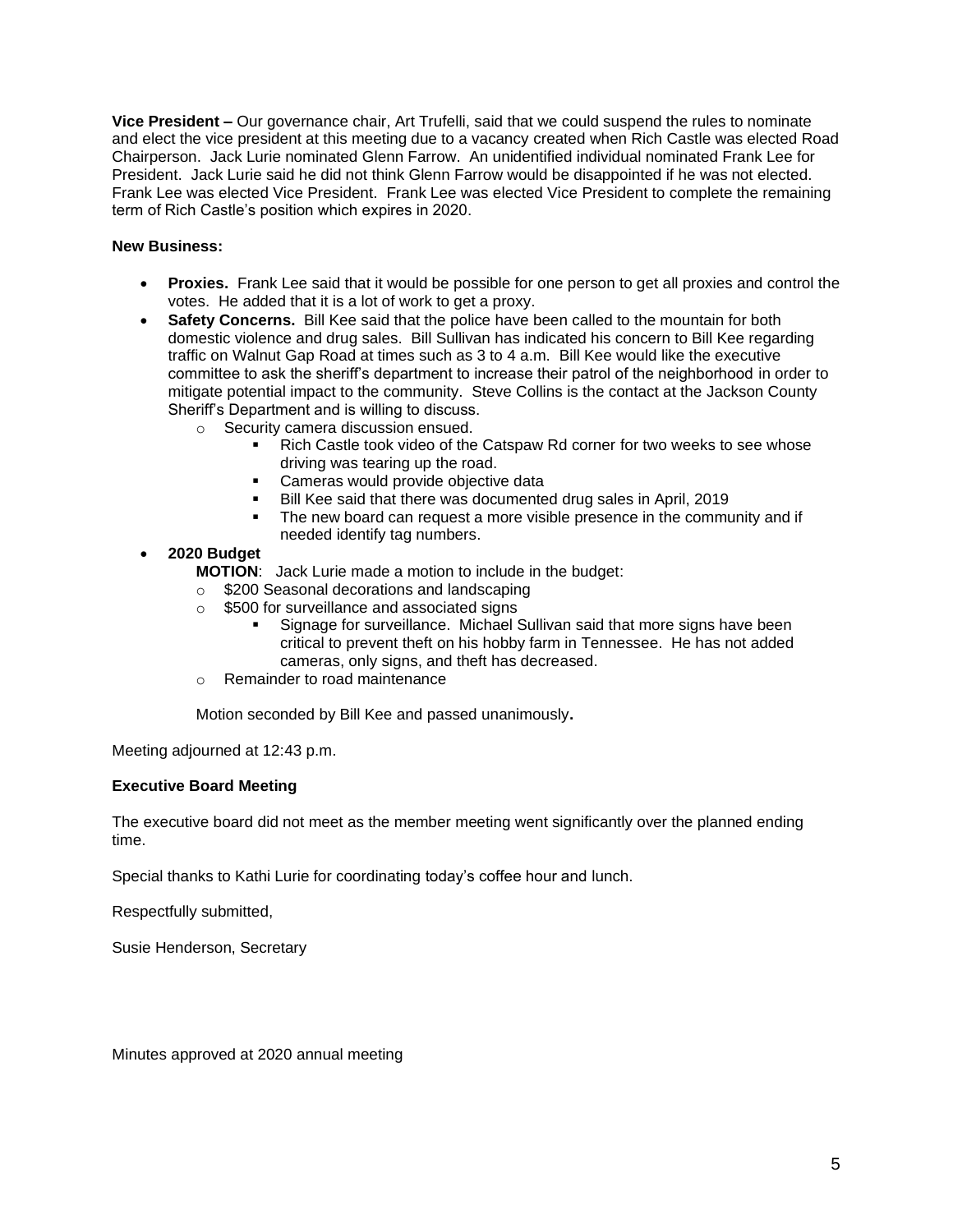**Vice President –** Our governance chair, Art Trufelli, said that we could suspend the rules to nominate and elect the vice president at this meeting due to a vacancy created when Rich Castle was elected Road Chairperson. Jack Lurie nominated Glenn Farrow. An unidentified individual nominated Frank Lee for President. Jack Lurie said he did not think Glenn Farrow would be disappointed if he was not elected. Frank Lee was elected Vice President. Frank Lee was elected Vice President to complete the remaining term of Rich Castle's position which expires in 2020.

**New Business:**

- **Proxies.** Frank Lee said that it would be possible for one person to get all proxies and control the votes. He added that it is a lot of work to get a proxy.
- **Safety Concerns.** Bill Kee said that the police have been called to the mountain for both domestic violence and drug sales. Bill Sullivan has indicated his concern to Bill Kee regarding traffic on Walnut Gap Road at times such as 3 to 4 a.m. Bill Kee would like the executive committee to ask the sheriff's department to increase their patrol of the neighborhood in order to mitigate potential impact to the community. Steve Collins is the contact at the Jackson County Sheriff's Department and is willing to discuss.
    - Security camera discussion ensued.
        - Rich Castle took video of the Catspaw Rd corner for two weeks to see whose driving was tearing up the road.
        - Cameras would provide objective data
        - Bill Kee said that there was documented drug sales in April, 2019
        - The new board can request a more visible presence in the community and if needed identify tag numbers.
- **2020 Budget**

  **MOTION**: Jack Lurie made a motion to include in the budget:
    - $200 Seasonal decorations and landscaping
    - $500 for surveillance and associated signs
        - Signage for surveillance. Michael Sullivan said that more signs have been critical to prevent theft on his hobby farm in Tennessee. He has not added cameras, only signs, and theft has decreased.
    - Remainder to road maintenance

  Motion seconded by Bill Kee and passed unanimously**.**

Meeting adjourned at 12:43 p.m.

**Executive Board Meeting**

The executive board did not meet as the member meeting went significantly over the planned ending time.

Special thanks to Kathi Lurie for coordinating today's coffee hour and lunch.

Respectfully submitted,

Susie Henderson, Secretary

Minutes approved at 2020 annual meeting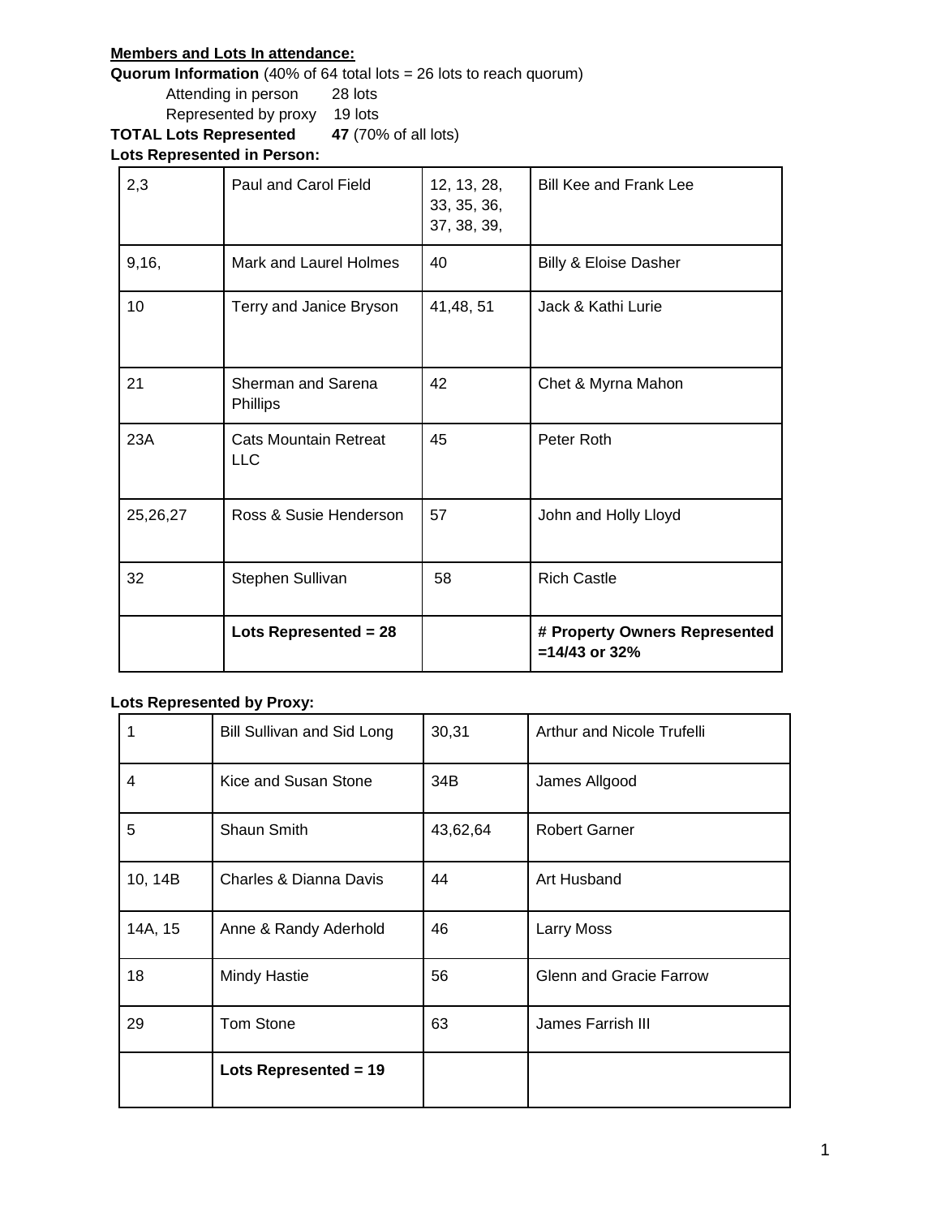**Members and Lots In attendance:**

**Quorum Information** (40% of 64 total lots = 26 lots to reach quorum)

Attending in person 28 lots

Represented by proxy 19 lots

**TOTAL Lots Represented** **47** (70% of all lots)

**Lots Represented in Person:**

| | | | |
|---|---|---|---|
| 2,3 | Paul and Carol Field | 12, 13, 28, 33, 35, 36, 37, 38, 39, | Bill Kee and Frank Lee |
| 9,16, | Mark and Laurel Holmes | 40 | Billy & Eloise Dasher |
| 10 | Terry and Janice Bryson | 41,48, 51 | Jack & Kathi Lurie |
| 21 | Sherman and Sarena Phillips | 42 | Chet & Myrna Mahon |
| 23A | Cats Mountain Retreat LLC | 45 | Peter Roth |
| 25,26,27 | Ross & Susie Henderson | 57 | John and Holly Lloyd |
| 32 | Stephen Sullivan | 58 | Rich Castle |
| | **Lots Represented = 28** | | **# Property Owners Represented =14/43 or 32%** |

**Lots Represented by Proxy:**

| | | | |
|---|---|---|---|
| 1 | Bill Sullivan and Sid Long | 30,31 | Arthur and Nicole Trufelli |
| 4 | Kice and Susan Stone | 34B | James Allgood |
| 5 | Shaun Smith | 43,62,64 | Robert Garner |
| 10, 14B | Charles & Dianna Davis | 44 | Art Husband |
| 14A, 15 | Anne & Randy Aderhold | 46 | Larry Moss |
| 18 | Mindy Hastie | 56 | Glenn and Gracie Farrow |
| 29 | Tom Stone | 63 | James Farrish III |
| | **Lots Represented = 19** | | |